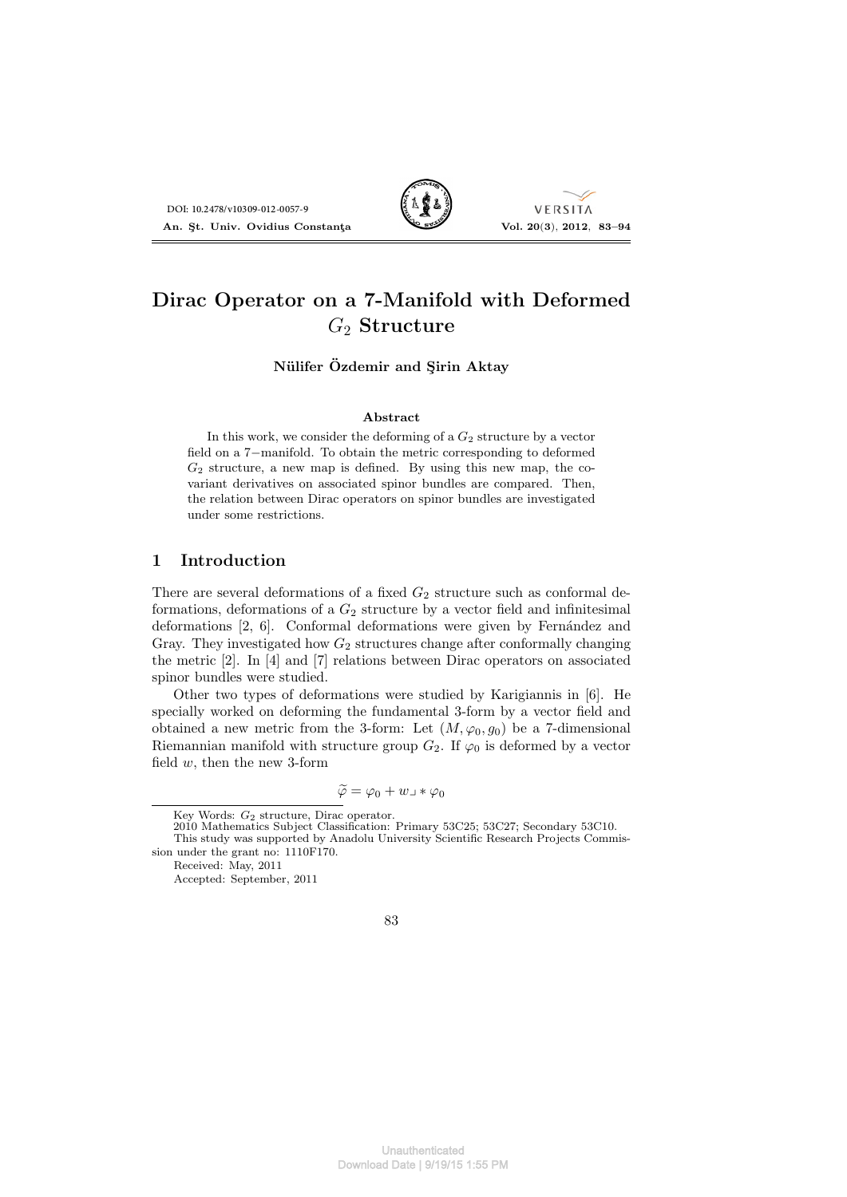# Dirac Operator on a 7-Manifold with Deformed $G_2$ Structure

**Nülifer Özdemir and Şirin Aktay**

### Abstract

In this work, we consider the deforming of a $G_2$ structure by a vector field on a 7−manifold. To obtain the metric corresponding to deformed $G_2$ structure, a new map is defined. By using this new map, the covariant derivatives on associated spinor bundles are compared. Then, the relation between Dirac operators on spinor bundles are investigated under some restrictions.

## 1 Introduction

There are several deformations of a fixed $G_2$ structure such as conformal deformations, deformations of a $G_2$ structure by a vector field and infinitesimal deformations [2, 6]. Conformal deformations were given by Fernández and Gray. They investigated how $G_2$ structures change after conformally changing the metric [2]. In [4] and [7] relations between Dirac operators on associated spinor bundles were studied.

Other two types of deformations were studied by Karigiannis in [6]. He specially worked on deforming the fundamental 3-form by a vector field and obtained a new metric from the 3-form: Let $(M, \varphi_0, g_0)$ be a 7-dimensional Riemannian manifold with structure group $G_2$. If $\varphi_0$ is deformed by a vector field $w$, then the new 3-form

$$\widetilde{\varphi} = \varphi_0 + w \lrcorner * \varphi_0$$

---

Key Words: $G_2$ structure, Dirac operator.

2010 Mathematics Subject Classification: Primary 53C25; 53C27; Secondary 53C10.

This study was supported by Anadolu University Scientific Research Projects Commission under the grant no: 1110F170.

Received: May, 2011

Accepted: September, 2011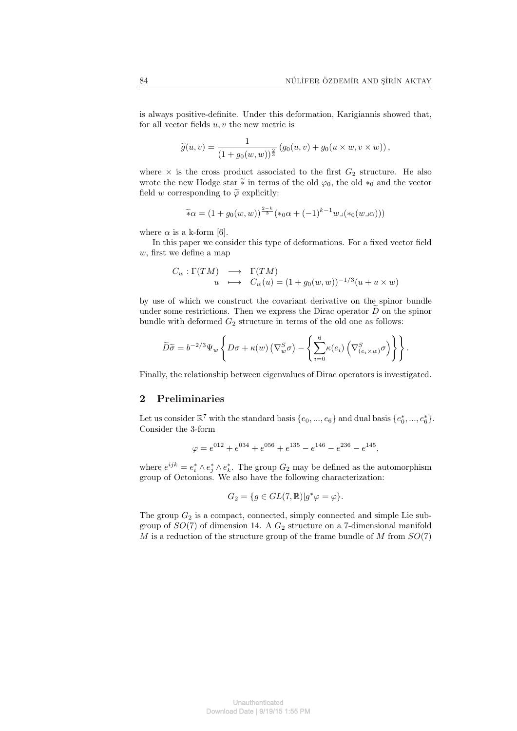is always positive-definite. Under this deformation, Karigiannis showed that, for all vector fields $u, v$ the new metric is

$$\widetilde{g}(u,v) = \frac{1}{(1+g_0(w,w))^{\frac{2}{3}}}\left(g_0(u,v) + g_0(u\times w, v\times w)\right),$$

where $\times$ is the cross product associated to the first $G_2$ structure. He also wrote the new Hodge star $\widetilde{*}$ in terms of the old $\varphi_0$, the old $*_0$ and the vector field $w$ corresponding to $\widetilde{\varphi}$ explicitly:

$$\widetilde{*}\alpha = (1+g_0(w,w))^{\frac{2-k}{3}}(*_0\alpha + (-1)^{k-1}w\lrcorner(*_0(w\lrcorner\alpha)))$$

where $\alpha$ is a k-form [6].

In this paper we consider this type of deformations. For a fixed vector field $w$, first we define a map

$$\begin{array}{rcl} C_w : \Gamma(TM) & \longrightarrow & \Gamma(TM) \\ u & \longmapsto & C_w(u) = (1+g_0(w,w))^{-1/3}(u + u\times w) \end{array}$$

by use of which we construct the covariant derivative on the spinor bundle under some restrictions. Then we express the Dirac operator $\widetilde{D}$ on the spinor bundle with deformed $G_2$ structure in terms of the old one as follows:

$$\widetilde{D}\widetilde{\sigma} = b^{-2/3}\Psi_w\left\{D\sigma + \kappa(w)\left(\nabla^S_w\sigma\right) - \left\{\sum_{i=0}^{6}\kappa(e_i)\left(\nabla^S_{(e_i\times w)}\sigma\right)\right\}\right\}.$$

Finally, the relationship between eigenvalues of Dirac operators is investigated.

## 2 Preliminaries

Let us consider $\mathbb{R}^7$ with the standard basis $\{e_0, ..., e_6\}$ and dual basis $\{e_0^*, ..., e_6^*\}$. Consider the 3-form

$$\varphi = e^{012} + e^{034} + e^{056} + e^{135} - e^{146} - e^{236} - e^{145},$$

where $e^{ijk} = e_i^* \wedge e_j^* \wedge e_k^*$. The group $G_2$ may be defined as the automorphism group of Octonions. We also have the following characterization:

$$G_2 = \{g \in GL(7,\mathbb{R}) | g^*\varphi = \varphi\}.$$

The group $G_2$ is a compact, connected, simply connected and simple Lie subgroup of $SO(7)$ of dimension 14. A $G_2$ structure on a 7-dimensional manifold $M$ is a reduction of the structure group of the frame bundle of $M$ from $SO(7)$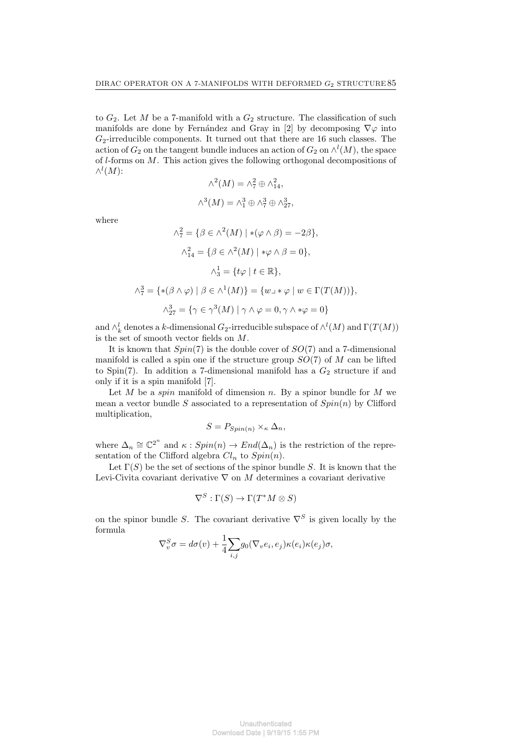to $G_2$. Let $M$ be a 7-manifold with a $G_2$ structure. The classification of such manifolds are done by Fernández and Gray in [2] by decomposing $\nabla\varphi$ into $G_2$-irreducible components. It turned out that there are 16 such classes. The action of $G_2$ on the tangent bundle induces an action of $G_2$ on $\wedge^l(M)$, the space of $l$-forms on $M$. This action gives the following orthogonal decompositions of $\wedge^l(M)$:

$$\wedge^2(M) = \wedge^2_7 \oplus \wedge^2_{14},$$

$$\wedge^3(M) = \wedge^3_1 \oplus \wedge^3_7 \oplus \wedge^3_{27},$$

where

$$\wedge^2_7 = \{\beta \in \wedge^2(M) \mid *(\varphi \wedge \beta) = -2\beta\},$$

$$\wedge^2_{14} = \{\beta \in \wedge^2(M) \mid *\varphi \wedge \beta = 0\},$$

$$\wedge^1_3 = \{t\varphi \mid t \in \mathbb{R}\},$$

$$\wedge^3_7 = \{*(\beta \wedge \varphi) \mid \beta \in \wedge^1(M)\} = \{w\lrcorner *\varphi \mid w \in \Gamma(T(M))\},$$

$$\wedge^3_{27} = \{\gamma \in \gamma^3(M) \mid \gamma \wedge \varphi = 0, \gamma \wedge *\varphi = 0\}$$

and $\wedge^l_k$ denotes a $k$-dimensional $G_2$-irreducible subspace of $\wedge^l(M)$ and $\Gamma(T(M))$ is the set of smooth vector fields on $M$.

It is known that $Spin(7)$ is the double cover of $SO(7)$ and a 7-dimensional manifold is called a spin one if the structure group $SO(7)$ of $M$ can be lifted to Spin(7). In addition a 7-dimensional manifold has a $G_2$ structure if and only if it is a spin manifold [7].

Let $M$ be a *spin* manifold of dimension $n$. By a spinor bundle for $M$ we mean a vector bundle $S$ associated to a representation of $Spin(n)$ by Clifford multiplication,

$$S = P_{Spin(n)} \times_\kappa \Delta_n,$$

where $\Delta_n \cong \mathbb{C}^{2^n}$ and $\kappa : Spin(n) \to End(\Delta_n)$ is the restriction of the representation of the Clifford algebra $Cl_n$ to $Spin(n)$.

Let $\Gamma(S)$ be the set of sections of the spinor bundle $S$. It is known that the Levi-Civita covariant derivative $\nabla$ on $M$ determines a covariant derivative

$$\nabla^S : \Gamma(S) \to \Gamma(T^*M \otimes S)$$

on the spinor bundle $S$. The covariant derivative $\nabla^S$ is given locally by the formula

$$\nabla^S_v \sigma = d\sigma(v) + \frac{1}{4}\sum_{i,j} g_0(\nabla_v e_i, e_j)\kappa(e_i)\kappa(e_j)\sigma,$$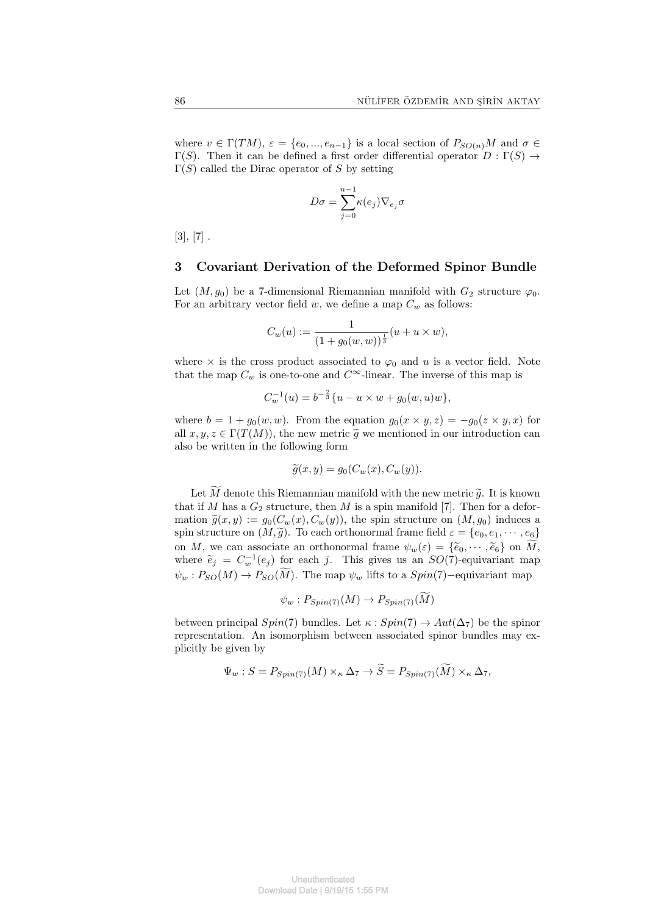where $v \in \Gamma(TM)$, $\varepsilon = \{e_0, ..., e_{n-1}\}$ is a local section of $P_{SO(n)}M$ and $\sigma \in \Gamma(S)$. Then it can be defined a first order differential operator $D : \Gamma(S) \to \Gamma(S)$ called the Dirac operator of $S$ by setting

$$D\sigma = \sum_{j=0}^{n-1} \kappa(e_j)\nabla_{e_j}\sigma$$

[3], [7] .

## 3 Covariant Derivation of the Deformed Spinor Bundle

Let $(M, g_0)$ be a 7-dimensional Riemannian manifold with $G_2$ structure $\varphi_0$. For an arbitrary vector field $w$, we define a map $C_w$ as follows:

$$C_w(u) := \frac{1}{(1 + g_0(w, w))^{\frac{1}{3}}}(u + u \times w),$$

where $\times$ is the cross product associated to $\varphi_0$ and $u$ is a vector field. Note that the map $C_w$ is one-to-one and $C^\infty$-linear. The inverse of this map is

$$C_w^{-1}(u) = b^{-\frac{2}{3}}\{u - u \times w + g_0(w, u)w\},$$

where $b = 1 + g_0(w, w)$. From the equation $g_0(x \times y, z) = -g_0(z \times y, x)$ for all $x, y, z \in \Gamma(T(M))$, the new metric $\widetilde{g}$ we mentioned in our introduction can also be written in the following form

$$\widetilde{g}(x, y) = g_0(C_w(x), C_w(y)).$$

Let $\widetilde{M}$ denote this Riemannian manifold with the new metric $\widetilde{g}$. It is known that if $M$ has a $G_2$ structure, then $M$ is a spin manifold [7]. Then for a deformation $\widetilde{g}(x, y) := g_0(C_w(x), C_w(y))$, the spin structure on $(M, g_0)$ induces a spin structure on $(M, \widetilde{g})$. To each orthonormal frame field $\varepsilon = \{e_0, e_1, \cdots, e_6\}$ on $M$, we can associate an orthonormal frame $\psi_w(\varepsilon) = \{\widetilde{e}_0, \cdots, \widetilde{e}_6\}$ on $\widetilde{M}$, where $\widetilde{e}_j = C_w^{-1}(e_j)$ for each $j$. This gives us an $SO(7)$-equivariant map $\psi_w : P_{SO}(M) \to P_{SO}(\widetilde{M})$. The map $\psi_w$ lifts to a $Spin(7)-$equivariant map

$$\psi_w : P_{Spin(7)}(M) \to P_{Spin(7)}(\widetilde{M})$$

between principal $Spin(7)$ bundles. Let $\kappa : Spin(7) \to Aut(\Delta_7)$ be the spinor representation. An isomorphism between associated spinor bundles may explicitly be given by

$$\Psi_w : S = P_{Spin(7)}(M) \times_\kappa \Delta_7 \to \widetilde{S} = P_{Spin(7)}(\widetilde{M}) \times_\kappa \Delta_7,$$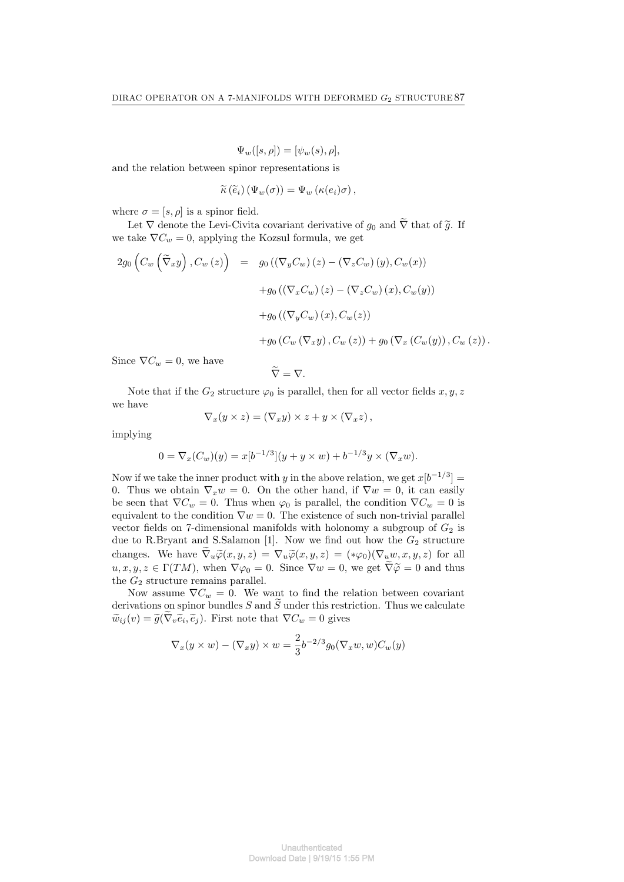$$\Psi_w([s,\rho]) = [\psi_w(s), \rho],$$

and the relation between spinor representations is

$$\widetilde{\kappa}\left(\widetilde{e}_i\right)\left(\Psi_w(\sigma)\right) = \Psi_w\left(\kappa(e_i)\sigma\right),$$

where $\sigma = [s,\rho]$ is a spinor field.

Let $\nabla$ denote the Levi-Civita covariant derivative of $g_0$ and $\widetilde{\nabla}$ that of $\widetilde{g}$. If we take $\nabla C_w = 0$, applying the Kozsul formula, we get

$$\begin{aligned}
2g_0\left(C_w\left(\widetilde{\nabla}_x y\right), C_w\left(z\right)\right) &= g_0\left(\left(\nabla_y C_w\right)(z) - \left(\nabla_z C_w\right)(y), C_w(x)\right) \\
&\quad + g_0\left(\left(\nabla_x C_w\right)(z) - \left(\nabla_z C_w\right)(x), C_w(y)\right) \\
&\quad + g_0\left(\left(\nabla_y C_w\right)(x), C_w(z)\right) \\
&\quad + g_0\left(C_w\left(\nabla_x y\right), C_w\left(z\right)\right) + g_0\left(\nabla_x\left(C_w(y)\right), C_w\left(z\right)\right).
\end{aligned}$$

Since $\nabla C_w = 0$, we have

$$\widetilde{\nabla} = \nabla.$$

Note that if the $G_2$ structure $\varphi_0$ is parallel, then for all vector fields $x, y, z$ we have

$$\nabla_x(y \times z) = (\nabla_x y) \times z + y \times (\nabla_x z),$$

implying

$$0 = \nabla_x(C_w)(y) = x[b^{-1/3}](y + y \times w) + b^{-1/3} y \times (\nabla_x w).$$

Now if we take the inner product with $y$ in the above relation, we get $x[b^{-1/3}] = 0$. Thus we obtain $\nabla_x w = 0$. On the other hand, if $\nabla w = 0$, it can easily be seen that $\nabla C_w = 0$. Thus when $\varphi_0$ is parallel, the condition $\nabla C_w = 0$ is equivalent to the condition $\nabla w = 0$. The existence of such non-trivial parallel vector fields on 7-dimensional manifolds with holonomy a subgroup of $G_2$ is due to R.Bryant and S.Salamon [1]. Now we find out how the $G_2$ structure changes. We have $\widetilde{\nabla}_u \widetilde{\varphi}(x,y,z) = \nabla_u \widetilde{\varphi}(x,y,z) = (*\varphi_0)(\nabla_u w, x, y, z)$ for all $u, x, y, z \in \Gamma(TM)$, when $\nabla \varphi_0 = 0$. Since $\nabla w = 0$, we get $\widetilde{\nabla}\widetilde{\varphi} = 0$ and thus the $G_2$ structure remains parallel.

Now assume $\nabla C_w = 0$. We want to find the relation between covariant derivations on spinor bundles $S$ and $\widetilde{S}$ under this restriction. Thus we calculate $\widetilde{w}_{ij}(v) = \widetilde{g}(\widetilde{\nabla}_v \widetilde{e}_i, \widetilde{e}_j)$. First note that $\nabla C_w = 0$ gives

$$\nabla_x(y \times w) - (\nabla_x y) \times w = \frac{2}{3} b^{-2/3} g_0(\nabla_x w, w) C_w(y)$$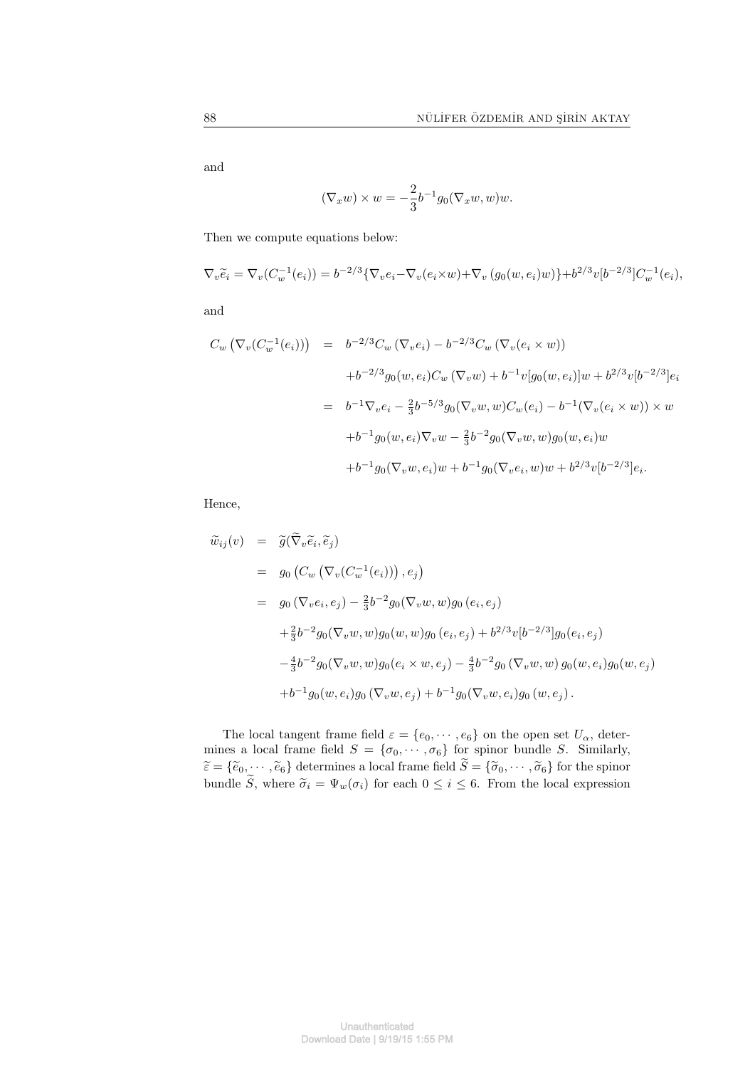and

$$(\nabla_x w) \times w = -\frac{2}{3} b^{-1} g_0(\nabla_x w, w) w.$$

Then we compute equations below:

$$\nabla_v \widetilde{e}_i = \nabla_v (C_w^{-1}(e_i)) = b^{-2/3} \{\nabla_v e_i - \nabla_v (e_i \times w) + \nabla_v (g_0(w, e_i) w)\} + b^{2/3} v[b^{-2/3}] C_w^{-1}(e_i),$$

and

$$\begin{aligned}
C_w\left(\nabla_v(C_w^{-1}(e_i))\right) &= b^{-2/3} C_w(\nabla_v e_i) - b^{-2/3} C_w(\nabla_v(e_i \times w)) \\
&\quad + b^{-2/3} g_0(w, e_i) C_w(\nabla_v w) + b^{-1} v[g_0(w, e_i)] w + b^{2/3} v[b^{-2/3}] e_i \\
&= b^{-1} \nabla_v e_i - \tfrac{2}{3} b^{-5/3} g_0(\nabla_v w, w) C_w(e_i) - b^{-1} (\nabla_v(e_i \times w)) \times w \\
&\quad + b^{-1} g_0(w, e_i) \nabla_v w - \tfrac{2}{3} b^{-2} g_0(\nabla_v w, w) g_0(w, e_i) w \\
&\quad + b^{-1} g_0(\nabla_v w, e_i) w + b^{-1} g_0(\nabla_v e_i, w) w + b^{2/3} v[b^{-2/3}] e_i.
\end{aligned}$$

Hence,

$$\begin{aligned}
\widetilde{w}_{ij}(v) &= \widetilde{g}(\widetilde{\nabla}_v \widetilde{e}_i, \widetilde{e}_j) \\
&= g_0\left(C_w\left(\nabla_v(C_w^{-1}(e_i))\right), e_j\right) \\
&= g_0(\nabla_v e_i, e_j) - \tfrac{2}{3} b^{-2} g_0(\nabla_v w, w) g_0(e_i, e_j) \\
&\quad + \tfrac{2}{3} b^{-2} g_0(\nabla_v w, w) g_0(w, w) g_0(e_i, e_j) + b^{2/3} v[b^{-2/3}] g_0(e_i, e_j) \\
&\quad - \tfrac{4}{3} b^{-2} g_0(\nabla_v w, w) g_0(e_i \times w, e_j) - \tfrac{4}{3} b^{-2} g_0(\nabla_v w, w) g_0(w, e_i) g_0(w, e_j) \\
&\quad + b^{-1} g_0(w, e_i) g_0(\nabla_v w, e_j) + b^{-1} g_0(\nabla_v w, e_i) g_0(w, e_j).
\end{aligned}$$

The local tangent frame field $\varepsilon = \{e_0, \cdots, e_6\}$ on the open set $U_\alpha$, determines a local frame field $S = \{\sigma_0, \cdots, \sigma_6\}$ for spinor bundle $S$. Similarly, $\widetilde{\varepsilon} = \{\widetilde{e}_0, \cdots, \widetilde{e}_6\}$ determines a local frame field $\widetilde{S} = \{\widetilde{\sigma}_0, \cdots, \widetilde{\sigma}_6\}$ for the spinor bundle $\widetilde{S}$, where $\widetilde{\sigma}_i = \Psi_w(\sigma_i)$ for each $0 \le i \le 6$. From the local expression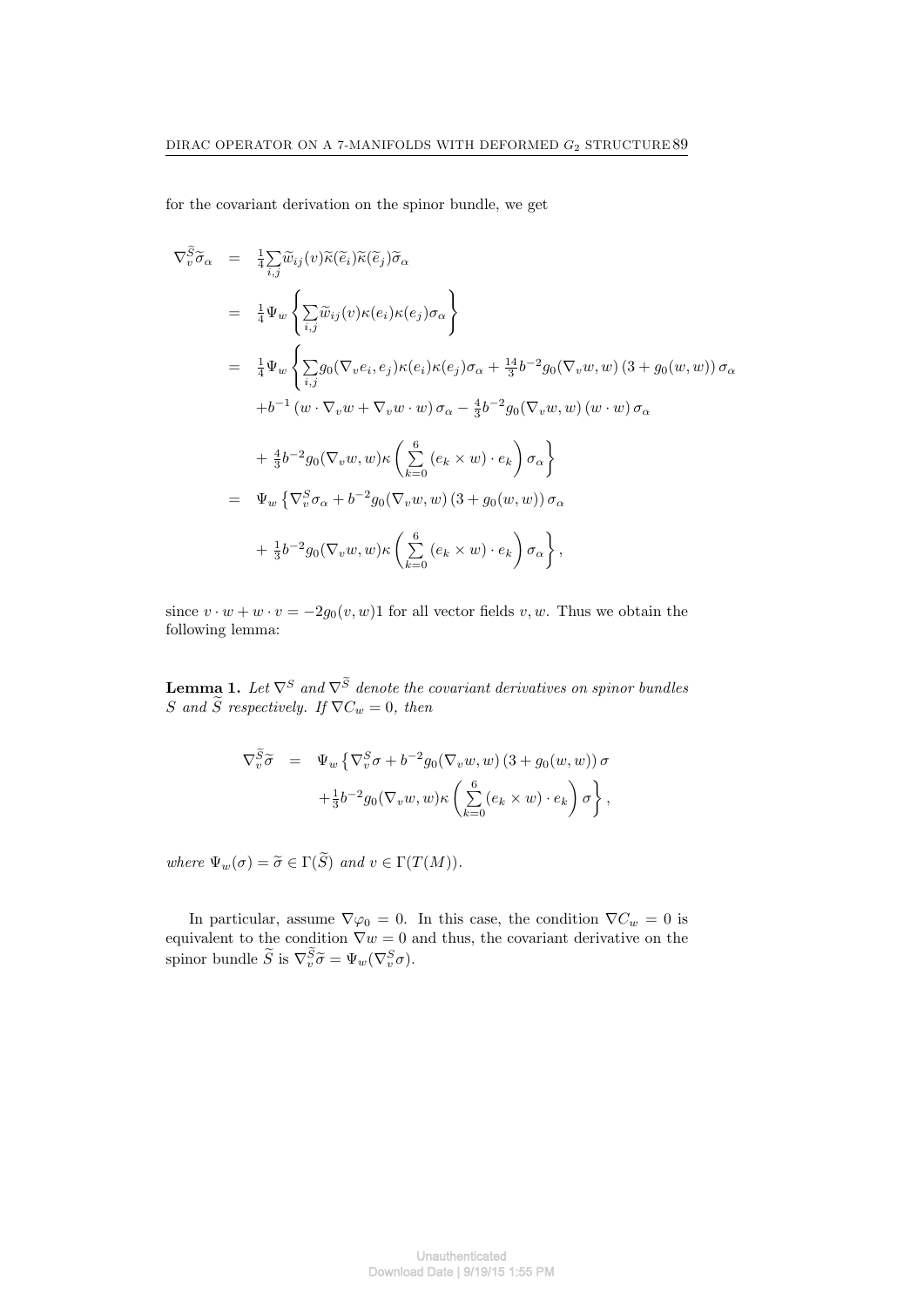for the covariant derivation on the spinor bundle, we get

$$
\begin{aligned}
\nabla_v^{\widetilde{S}}\widetilde{\sigma}_\alpha &= \tfrac{1}{4}\sum_{i,j}\widetilde{w}_{ij}(v)\widetilde{\kappa}(\widetilde{e}_i)\widetilde{\kappa}(\widetilde{e}_j)\widetilde{\sigma}_\alpha \\
&= \tfrac{1}{4}\Psi_w\left\{\sum_{i,j}\widetilde{w}_{ij}(v)\kappa(e_i)\kappa(e_j)\sigma_\alpha\right\} \\
&= \tfrac{1}{4}\Psi_w\left\{\sum_{i,j}g_0(\nabla_v e_i, e_j)\kappa(e_i)\kappa(e_j)\sigma_\alpha + \tfrac{14}{3}b^{-2}g_0(\nabla_v w, w)\left(3+g_0(w,w)\right)\sigma_\alpha\right. \\
&\quad + b^{-1}\left(w\cdot\nabla_v w + \nabla_v w\cdot w\right)\sigma_\alpha - \tfrac{4}{3}b^{-2}g_0(\nabla_v w, w)\left(w\cdot w\right)\sigma_\alpha \\
&\quad \left. + \tfrac{4}{3}b^{-2}g_0(\nabla_v w, w)\kappa\left(\sum_{k=0}^{6}\left(e_k\times w\right)\cdot e_k\right)\sigma_\alpha\right\} \\
&= \Psi_w\left\{\nabla_v^S\sigma_\alpha + b^{-2}g_0(\nabla_v w, w)\left(3+g_0(w,w)\right)\sigma_\alpha\right. \\
&\quad \left. + \tfrac{1}{3}b^{-2}g_0(\nabla_v w, w)\kappa\left(\sum_{k=0}^{6}\left(e_k\times w\right)\cdot e_k\right)\sigma_\alpha\right\},
\end{aligned}
$$

since $v\cdot w + w\cdot v = -2g_0(v,w)1$ for all vector fields $v, w$. Thus we obtain the following lemma:

**Lemma 1.** *Let $\nabla^S$ and $\nabla^{\widetilde{S}}$ denote the covariant derivatives on spinor bundles $S$ and $\widetilde{S}$ respectively. If $\nabla C_w = 0$, then*

$$
\begin{aligned}
\nabla_v^{\widetilde{S}}\widetilde{\sigma} &= \Psi_w\left\{\nabla_v^S\sigma + b^{-2}g_0(\nabla_v w, w)\left(3+g_0(w,w)\right)\sigma\right. \\
&\quad \left. + \tfrac{1}{3}b^{-2}g_0(\nabla_v w, w)\kappa\left(\sum_{k=0}^{6}(e_k\times w)\cdot e_k\right)\sigma\right\},
\end{aligned}
$$

*where $\Psi_w(\sigma) = \widetilde{\sigma} \in \Gamma(\widetilde{S})$ and $v \in \Gamma(T(M))$.*

In particular, assume $\nabla\varphi_0 = 0$. In this case, the condition $\nabla C_w = 0$ is equivalent to the condition $\nabla w = 0$ and thus, the covariant derivative on the spinor bundle $\widetilde{S}$ is $\nabla_v^{\widetilde{S}}\widetilde{\sigma} = \Psi_w(\nabla_v^S\sigma)$.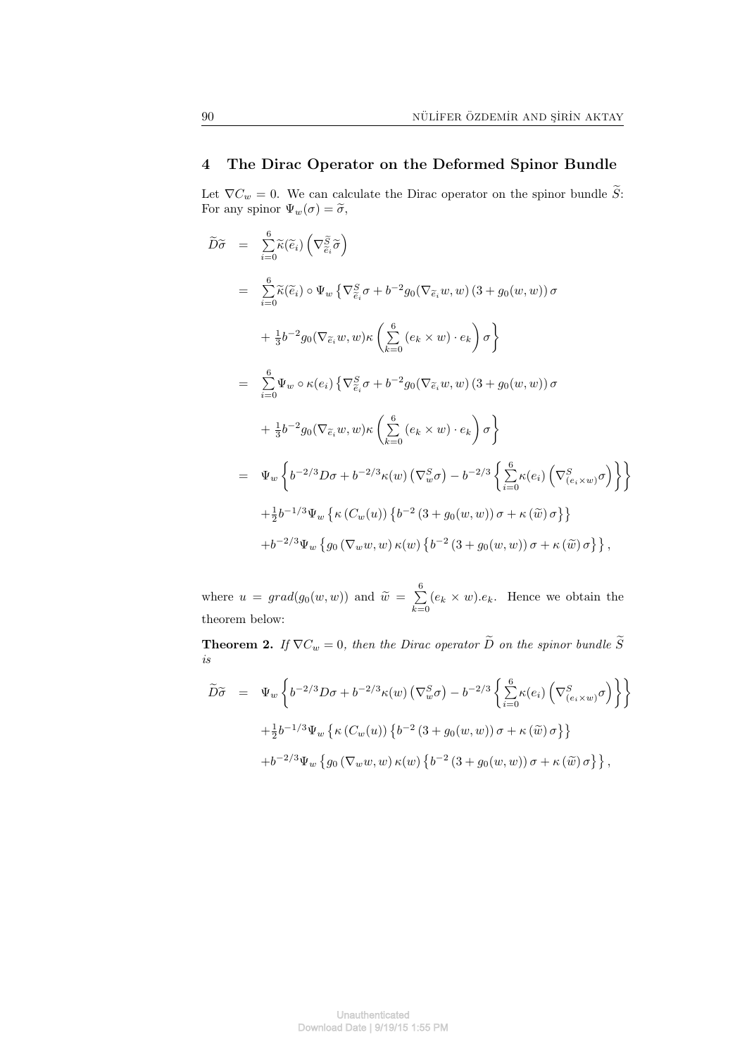## 4 The Dirac Operator on the Deformed Spinor Bundle

Let $\nabla C_w = 0$. We can calculate the Dirac operator on the spinor bundle $\widetilde{S}$: For any spinor $\Psi_w(\sigma) = \widetilde{\sigma}$,

$$
\begin{aligned}
\widetilde{D}\widetilde{\sigma} &= \sum_{i=0}^{6} \widetilde{\kappa}(\widetilde{e}_i)\left(\nabla^{\widetilde{S}}_{\widetilde{e}_i}\widetilde{\sigma}\right) \\
&= \sum_{i=0}^{6} \widetilde{\kappa}(\widetilde{e}_i) \circ \Psi_w \left\{ \nabla^{S}_{\widetilde{e}_i}\sigma + b^{-2} g_0(\nabla_{\widetilde{e}_i} w, w)\left(3 + g_0(w,w)\right)\sigma \right. \\
&\quad \left. + \tfrac{1}{3} b^{-2} g_0(\nabla_{\widetilde{e}_i} w, w)\kappa\left(\sum_{k=0}^{6}(e_k \times w)\cdot e_k\right)\sigma \right\} \\
&= \sum_{i=0}^{6} \Psi_w \circ \kappa(e_i)\left\{ \nabla^{S}_{\widetilde{e}_i}\sigma + b^{-2} g_0(\nabla_{\widetilde{e}_i} w, w)\left(3 + g_0(w,w)\right)\sigma \right. \\
&\quad \left. + \tfrac{1}{3} b^{-2} g_0(\nabla_{\widetilde{e}_i} w, w)\kappa\left(\sum_{k=0}^{6}(e_k \times w)\cdot e_k\right)\sigma \right\} \\
&= \Psi_w \left\{ b^{-2/3} D\sigma + b^{-2/3}\kappa(w)\left(\nabla^{S}_{w}\sigma\right) - b^{-2/3}\left\{ \sum_{i=0}^{6}\kappa(e_i)\left(\nabla^{S}_{(e_i \times w)}\sigma\right)\right\}\right\} \\
&\quad + \tfrac{1}{2} b^{-1/3}\Psi_w\left\{ \kappa\left(C_w(u)\right)\left\{ b^{-2}\left(3 + g_0(w,w)\right)\sigma + \kappa\left(\widetilde{w}\right)\sigma\right\}\right\} \\
&\quad + b^{-2/3}\Psi_w\left\{ g_0\left(\nabla_w w, w\right)\kappa(w)\left\{ b^{-2}\left(3 + g_0(w,w)\right)\sigma + \kappa\left(\widetilde{w}\right)\sigma\right\}\right\},
\end{aligned}
$$

where $u = grad(g_0(w,w))$ and $\widetilde{w} = \sum_{k=0}^{6}(e_k \times w).e_k$. Hence we obtain the theorem below:

**Theorem 2.** *If $\nabla C_w = 0$, then the Dirac operator $\widetilde{D}$ on the spinor bundle $\widetilde{S}$ is*

$$
\begin{aligned}
\widetilde{D}\widetilde{\sigma} &= \Psi_w \left\{ b^{-2/3} D\sigma + b^{-2/3}\kappa(w)\left(\nabla^{S}_{w}\sigma\right) - b^{-2/3}\left\{ \sum_{i=0}^{6}\kappa(e_i)\left(\nabla^{S}_{(e_i \times w)}\sigma\right)\right\}\right\} \\
&\quad + \tfrac{1}{2} b^{-1/3}\Psi_w\left\{ \kappa\left(C_w(u)\right)\left\{ b^{-2}\left(3 + g_0(w,w)\right)\sigma + \kappa\left(\widetilde{w}\right)\sigma\right\}\right\} \\
&\quad + b^{-2/3}\Psi_w\left\{ g_0\left(\nabla_w w, w\right)\kappa(w)\left\{ b^{-2}\left(3 + g_0(w,w)\right)\sigma + \kappa\left(\widetilde{w}\right)\sigma\right\}\right\},
\end{aligned}
$$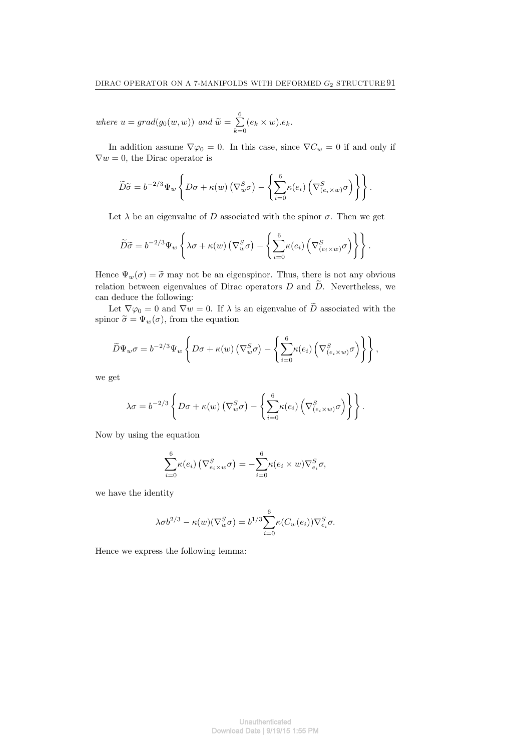*where* $u = grad(g_0(w,w))$ *and* $\widetilde{w} = \sum_{k=0}^{6}(e_k \times w).e_k$.

In addition assume $\nabla\varphi_0 = 0$. In this case, since $\nabla C_w = 0$ if and only if $\nabla w = 0$, the Dirac operator is

$$\widetilde{D}\widetilde{\sigma} = b^{-2/3}\Psi_w\left\{D\sigma + \kappa(w)\left(\nabla^S_w\sigma\right) - \left\{\sum_{i=0}^{6}\kappa(e_i)\left(\nabla^S_{(e_i\times w)}\sigma\right)\right\}\right\}.$$

Let $\lambda$ be an eigenvalue of $D$ associated with the spinor $\sigma$. Then we get

$$\widetilde{D}\widetilde{\sigma} = b^{-2/3}\Psi_w\left\{\lambda\sigma + \kappa(w)\left(\nabla^S_w\sigma\right) - \left\{\sum_{i=0}^{6}\kappa(e_i)\left(\nabla^S_{(e_i\times w)}\sigma\right)\right\}\right\}.$$

Hence $\Psi_w(\sigma) = \widetilde{\sigma}$ may not be an eigenspinor. Thus, there is not any obvious relation between eigenvalues of Dirac operators $D$ and $\widetilde{D}$. Nevertheless, we can deduce the following:

Let $\nabla\varphi_0 = 0$ and $\nabla w = 0$. If $\lambda$ is an eigenvalue of $\widetilde{D}$ associated with the spinor $\widetilde{\sigma} = \Psi_w(\sigma)$, from the equation

$$\widetilde{D}\Psi_w\sigma = b^{-2/3}\Psi_w\left\{D\sigma + \kappa(w)\left(\nabla^S_w\sigma\right) - \left\{\sum_{i=0}^{6}\kappa(e_i)\left(\nabla^S_{(e_i\times w)}\sigma\right)\right\}\right\},$$

we get

$$\lambda\sigma = b^{-2/3}\left\{D\sigma + \kappa(w)\left(\nabla^S_w\sigma\right) - \left\{\sum_{i=0}^{6}\kappa(e_i)\left(\nabla^S_{(e_i\times w)}\sigma\right)\right\}\right\}.$$

Now by using the equation

$$\sum_{i=0}^{6}\kappa(e_i)\left(\nabla^S_{e_i\times w}\sigma\right) = -\sum_{i=0}^{6}\kappa(e_i\times w)\nabla^S_{e_i}\sigma,$$

we have the identity

$$\lambda\sigma b^{2/3} - \kappa(w)(\nabla^S_w\sigma) = b^{1/3}\sum_{i=0}^{6}\kappa(C_w(e_i))\nabla^S_{e_i}\sigma.$$

Hence we express the following lemma: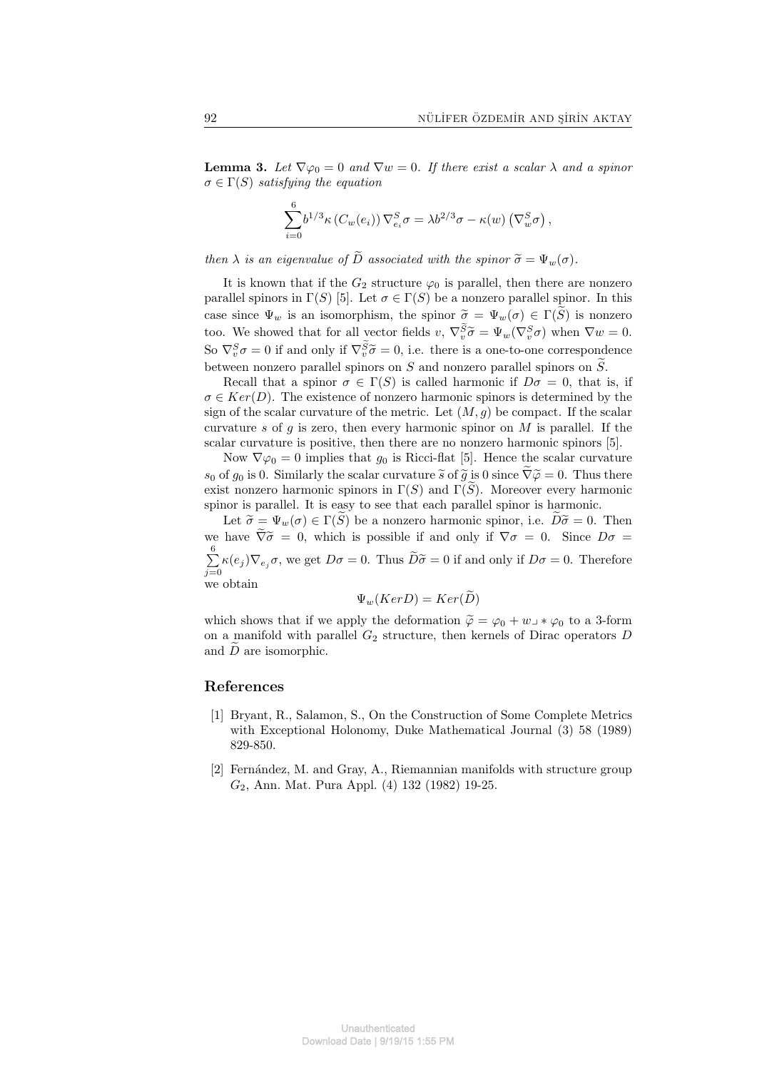**Lemma 3.** *Let $\nabla\varphi_0 = 0$ and $\nabla w = 0$. If there exist a scalar $\lambda$ and a spinor $\sigma \in \Gamma(S)$ satisfying the equation*

$$\sum_{i=0}^{6} b^{1/3}\kappa\left(C_w(e_i)\right)\nabla^S_{e_i}\sigma = \lambda b^{2/3}\sigma - \kappa(w)\left(\nabla^S_w\sigma\right),$$

*then $\lambda$ is an eigenvalue of $\widetilde{D}$ associated with the spinor $\widetilde{\sigma} = \Psi_w(\sigma)$.*

It is known that if the $G_2$ structure $\varphi_0$ is parallel, then there are nonzero parallel spinors in $\Gamma(S)$ [5]. Let $\sigma \in \Gamma(S)$ be a nonzero parallel spinor. In this case since $\Psi_w$ is an isomorphism, the spinor $\widetilde{\sigma} = \Psi_w(\sigma) \in \Gamma(\widetilde{S})$ is nonzero too. We showed that for all vector fields $v$, $\nabla^{\widetilde{S}}_v\widetilde{\sigma} = \Psi_w(\nabla^S_v\sigma)$ when $\nabla w = 0$. So $\nabla^S_v\sigma = 0$ if and only if $\nabla^{\widetilde{S}}_v\widetilde{\sigma} = 0$, i.e. there is a one-to-one correspondence between nonzero parallel spinors on $S$ and nonzero parallel spinors on $\widetilde{S}$.

Recall that a spinor $\sigma \in \Gamma(S)$ is called harmonic if $D\sigma = 0$, that is, if $\sigma \in Ker(D)$. The existence of nonzero harmonic spinors is determined by the sign of the scalar curvature of the metric. Let $(M, g)$ be compact. If the scalar curvature $s$ of $g$ is zero, then every harmonic spinor on $M$ is parallel. If the scalar curvature is positive, then there are no nonzero harmonic spinors [5].

Now $\nabla\varphi_0 = 0$ implies that $g_0$ is Ricci-flat [5]. Hence the scalar curvature $s_0$ of $g_0$ is 0. Similarly the scalar curvature $\widetilde{s}$ of $\widetilde{g}$ is 0 since $\widetilde{\nabla}\widetilde{\varphi} = 0$. Thus there exist nonzero harmonic spinors in $\Gamma(S)$ and $\Gamma(\widetilde{S})$. Moreover every harmonic spinor is parallel. It is easy to see that each parallel spinor is harmonic.

Let $\widetilde{\sigma} = \Psi_w(\sigma) \in \Gamma(\widetilde{S})$ be a nonzero harmonic spinor, i.e. $\widetilde{D}\widetilde{\sigma} = 0$. Then we have $\widetilde{\nabla}\widetilde{\sigma} = 0$, which is possible if and only if $\nabla\sigma = 0$. Since $D\sigma = \sum_{j=0}^{6}\kappa(e_j)\nabla_{e_j}\sigma$, we get $D\sigma = 0$. Thus $\widetilde{D}\widetilde{\sigma} = 0$ if and only if $D\sigma = 0$. Therefore we obtain

$$\Psi_w(KerD) = Ker(\widetilde{D})$$

which shows that if we apply the deformation $\widetilde{\varphi} = \varphi_0 + w \lrcorner * \varphi_0$ to a 3-form on a manifold with parallel $G_2$ structure, then kernels of Dirac operators $D$ and $\widetilde{D}$ are isomorphic.

## References

[1] Bryant, R., Salamon, S., On the Construction of Some Complete Metrics with Exceptional Holonomy, Duke Mathematical Journal (3) 58 (1989) 829-850.

[2] Fernández, M. and Gray, A., Riemannian manifolds with structure group $G_2$, Ann. Mat. Pura Appl. (4) 132 (1982) 19-25.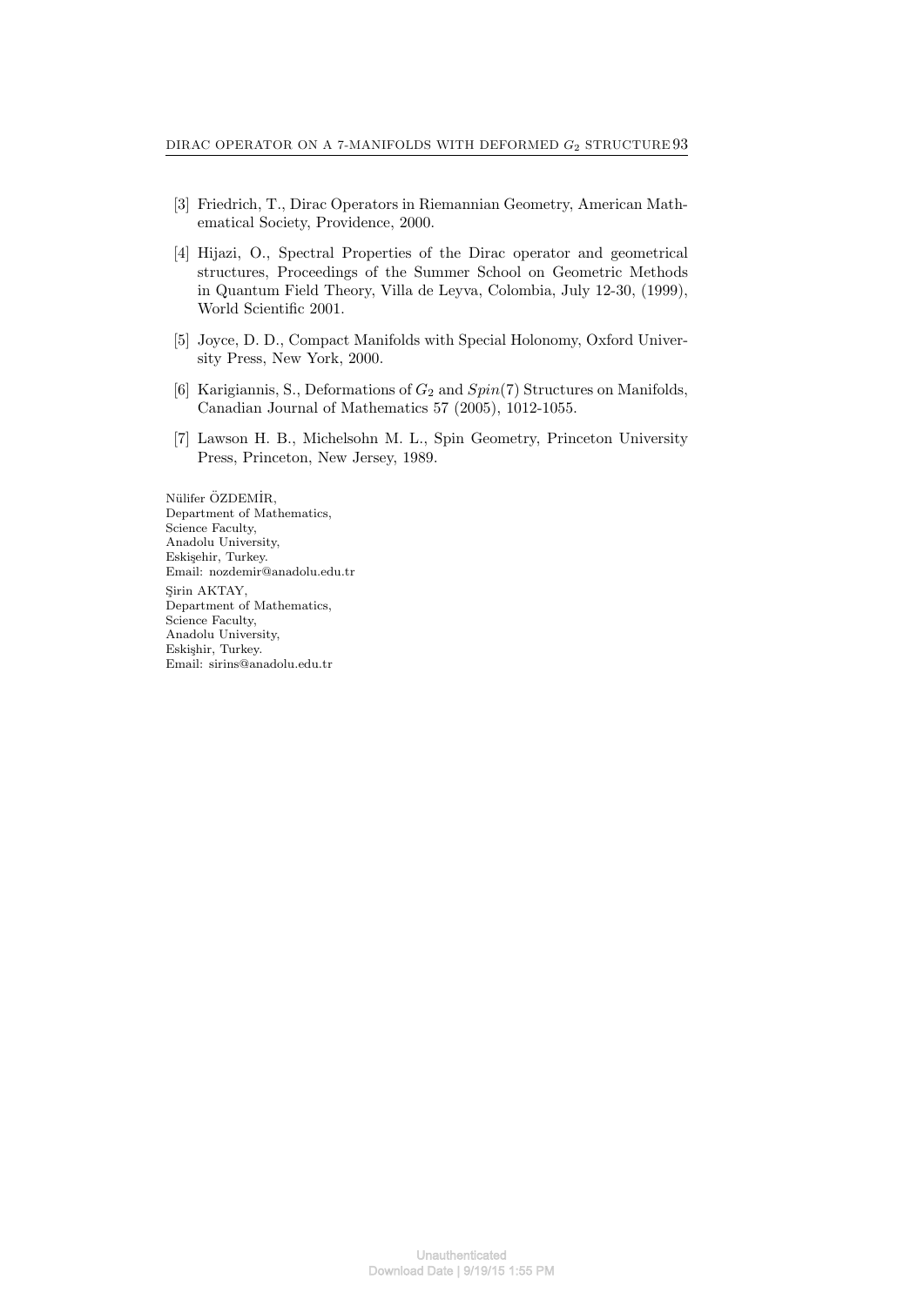[3] Friedrich, T., Dirac Operators in Riemannian Geometry, American Mathematical Society, Providence, 2000.

[4] Hijazi, O., Spectral Properties of the Dirac operator and geometrical structures, Proceedings of the Summer School on Geometric Methods in Quantum Field Theory, Villa de Leyva, Colombia, July 12-30, (1999), World Scientific 2001.

[5] Joyce, D. D., Compact Manifolds with Special Holonomy, Oxford University Press, New York, 2000.

[6] Karigiannis, S., Deformations of $G_2$ and $Spin(7)$ Structures on Manifolds, Canadian Journal of Mathematics 57 (2005), 1012-1055.

[7] Lawson H. B., Michelsohn M. L., Spin Geometry, Princeton University Press, Princeton, New Jersey, 1989.

Nülifer ÖZDEMİR,
Department of Mathematics,
Science Faculty,
Anadolu University,
Eskişehir, Turkey.
Email: nozdemir@anadolu.edu.tr

Şirin AKTAY,
Department of Mathematics,
Science Faculty,
Anadolu University,
Eskişhir, Turkey.
Email: sirins@anadolu.edu.tr